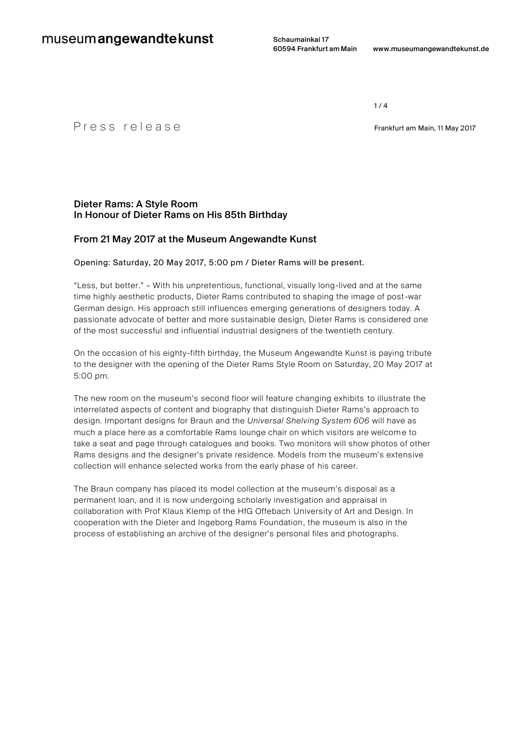museum angewandte kunst

Schaumainkai 17
60594 Frankfurt am Main

www.museumangewandtekunst.de

Press release

Frankfurt am Main, 11 May 2017

## Dieter Rams: A Style Room
## In Honour of Dieter Rams on His 85th Birthday

### From 21 May 2017 at the Museum Angewandte Kunst

Opening: Saturday, 20 May 2017, 5:00 pm / Dieter Rams will be present.

"Less, but better." – With his unpretentious, functional, visually long-lived and at the same time highly aesthetic products, Dieter Rams contributed to shaping the image of post-war German design. His approach still influences emerging generations of designers today. A passionate advocate of better and more sustainable design, Dieter Rams is considered one of the most successful and influential industrial designers of the twentieth century.

On the occasion of his eighty-fifth birthday, the Museum Angewandte Kunst is paying tribute to the designer with the opening of the Dieter Rams Style Room on Saturday, 20 May 2017 at 5:00 pm.

The new room on the museum's second floor will feature changing exhibits to illustrate the interrelated aspects of content and biography that distinguish Dieter Rams's approach to design. Important designs for Braun and the *Universal Shelving System 606* will have as much a place here as a comfortable Rams lounge chair on which visitors are welcome to take a seat and page through catalogues and books. Two monitors will show photos of other Rams designs and the designer's private residence. Models from the museum's extensive collection will enhance selected works from the early phase of his career.

The Braun company has placed its model collection at the museum's disposal as a permanent loan, and it is now undergoing scholarly investigation and appraisal in collaboration with Prof Klaus Klemp of the HfG Offebach University of Art and Design. In cooperation with the Dieter and Ingeborg Rams Foundation, the museum is also in the process of establishing an archive of the designer's personal files and photographs.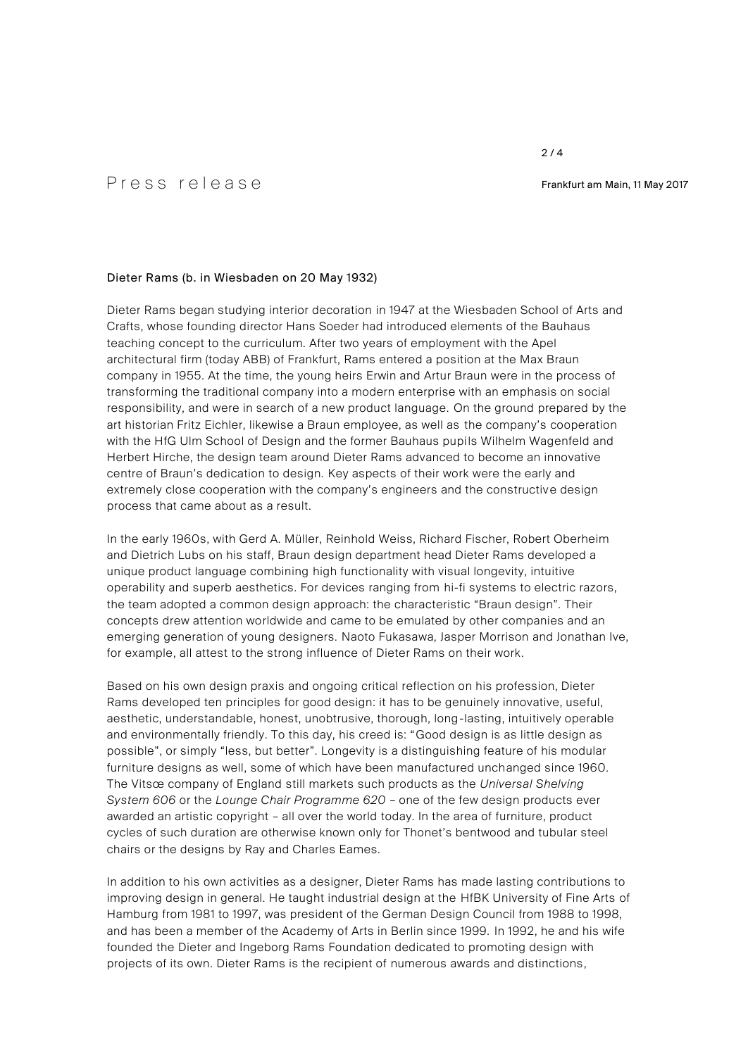Dieter Rams (b. in Wiesbaden on 20 May 1932)

Dieter Rams began studying interior decoration in 1947 at the Wiesbaden School of Arts and Crafts, whose founding director Hans Soeder had introduced elements of the Bauhaus teaching concept to the curriculum. After two years of employment with the Apel architectural firm (today ABB) of Frankfurt, Rams entered a position at the Max Braun company in 1955. At the time, the young heirs Erwin and Artur Braun were in the process of transforming the traditional company into a modern enterprise with an emphasis on social responsibility, and were in search of a new product language. On the ground prepared by the art historian Fritz Eichler, likewise a Braun employee, as well as the company's cooperation with the HfG Ulm School of Design and the former Bauhaus pupils Wilhelm Wagenfeld and Herbert Hirche, the design team around Dieter Rams advanced to become an innovative centre of Braun's dedication to design. Key aspects of their work were the early and extremely close cooperation with the company's engineers and the constructive design process that came about as a result.

In the early 1960s, with Gerd A. Müller, Reinhold Weiss, Richard Fischer, Robert Oberheim and Dietrich Lubs on his staff, Braun design department head Dieter Rams developed a unique product language combining high functionality with visual longevity, intuitive operability and superb aesthetics. For devices ranging from hi-fi systems to electric razors, the team adopted a common design approach: the characteristic "Braun design". Their concepts drew attention worldwide and came to be emulated by other companies and an emerging generation of young designers. Naoto Fukasawa, Jasper Morrison and Jonathan Ive, for example, all attest to the strong influence of Dieter Rams on their work.

Based on his own design praxis and ongoing critical reflection on his profession, Dieter Rams developed ten principles for good design: it has to be genuinely innovative, useful, aesthetic, understandable, honest, unobtrusive, thorough, long-lasting, intuitively operable and environmentally friendly. To this day, his creed is: "Good design is as little design as possible", or simply "less, but better". Longevity is a distinguishing feature of his modular furniture designs as well, some of which have been manufactured unchanged since 1960. The Vitsœ company of England still markets such products as the *Universal Shelving System 606* or the *Lounge Chair Programme 620* – one of the few design products ever awarded an artistic copyright – all over the world today. In the area of furniture, product cycles of such duration are otherwise known only for Thonet's bentwood and tubular steel chairs or the designs by Ray and Charles Eames.

In addition to his own activities as a designer, Dieter Rams has made lasting contributions to improving design in general. He taught industrial design at the HfBK University of Fine Arts of Hamburg from 1981 to 1997, was president of the German Design Council from 1988 to 1998, and has been a member of the Academy of Arts in Berlin since 1999. In 1992, he and his wife founded the Dieter and Ingeborg Rams Foundation dedicated to promoting design with projects of its own. Dieter Rams is the recipient of numerous awards and distinctions,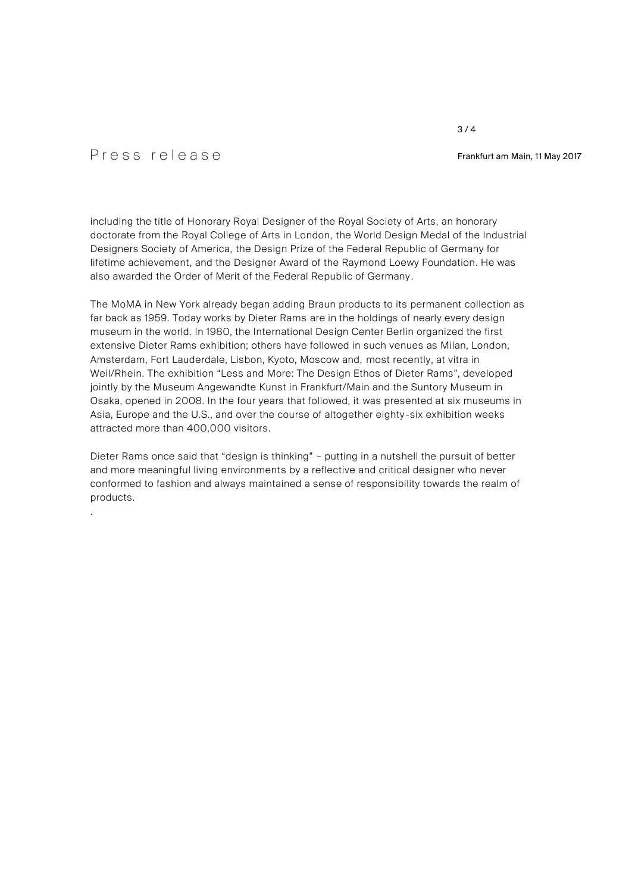including the title of Honorary Royal Designer of the Royal Society of Arts, an honorary doctorate from the Royal College of Arts in London, the World Design Medal of the Industrial Designers Society of America, the Design Prize of the Federal Republic of Germany for lifetime achievement, and the Designer Award of the Raymond Loewy Foundation. He was also awarded the Order of Merit of the Federal Republic of Germany.

The MoMA in New York already began adding Braun products to its permanent collection as far back as 1959. Today works by Dieter Rams are in the holdings of nearly every design museum in the world. In 1980, the International Design Center Berlin organized the first extensive Dieter Rams exhibition; others have followed in such venues as Milan, London, Amsterdam, Fort Lauderdale, Lisbon, Kyoto, Moscow and, most recently, at vitra in Weil/Rhein. The exhibition "Less and More: The Design Ethos of Dieter Rams", developed jointly by the Museum Angewandte Kunst in Frankfurt/Main and the Suntory Museum in Osaka, opened in 2008. In the four years that followed, it was presented at six museums in Asia, Europe and the U.S., and over the course of altogether eighty-six exhibition weeks attracted more than 400,000 visitors.

Dieter Rams once said that "design is thinking" – putting in a nutshell the pursuit of better and more meaningful living environments by a reflective and critical designer who never conformed to fashion and always maintained a sense of responsibility towards the realm of products.

.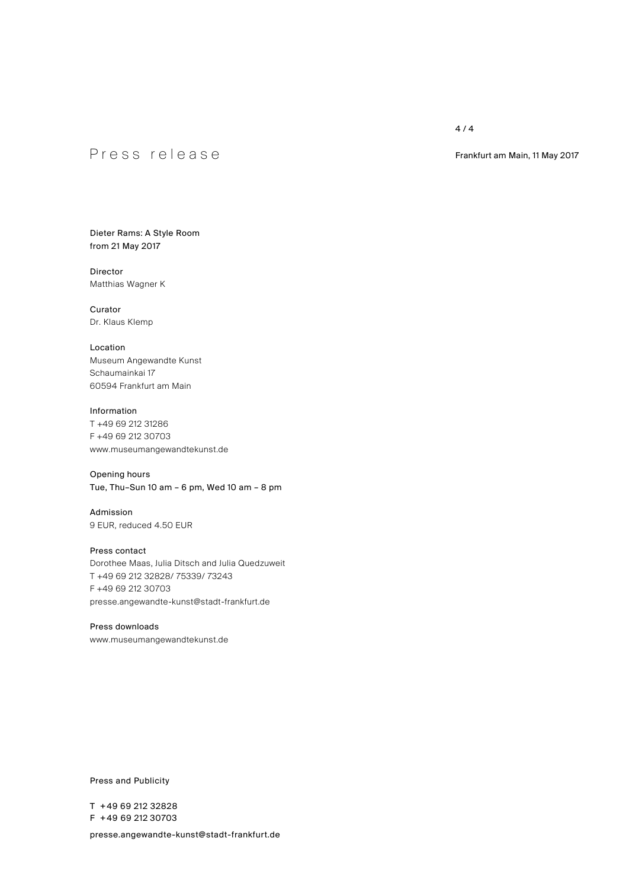# Press release

Frankfurt am Main, 11 May 2017

Dieter Rams: A Style Room
from 21 May 2017

Director
Matthias Wagner K

Curator
Dr. Klaus Klemp

Location
Museum Angewandte Kunst
Schaumainkai 17
60594 Frankfurt am Main

Information
T +49 69 212 31286
F +49 69 212 30703
www.museumangewandtekunst.de

Opening hours
Tue, Thu–Sun 10 am – 6 pm, Wed 10 am – 8 pm

Admission
9 EUR, reduced 4.50 EUR

Press contact
Dorothee Maas, Julia Ditsch and Julia Quedzuweit
T +49 69 212 32828/ 75339/ 73243
F +49 69 212 30703
presse.angewandte-kunst@stadt-frankfurt.de

Press downloads
www.museumangewandtekunst.de

Press and Publicity

T +49 69 212 32828
F +49 69 212 30703

presse.angewandte-kunst@stadt-frankfurt.de